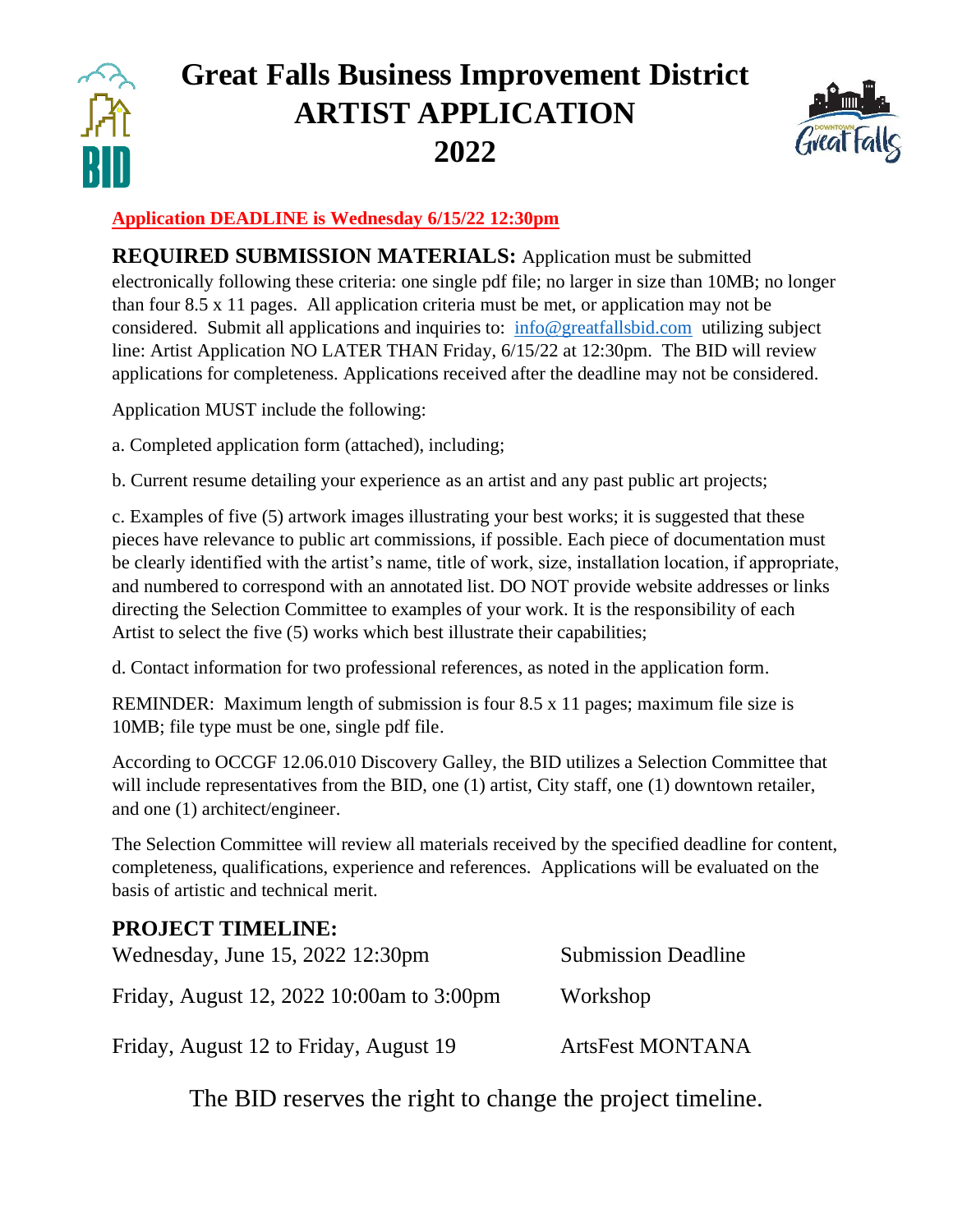# Great Falls Business Improvement District
# ARTIST APPLICATION
# 2022

**Application DEADLINE is Wednesday 6/15/22 12:30pm**

**REQUIRED SUBMISSION MATERIALS:** Application must be submitted electronically following these criteria: one single pdf file; no larger in size than 10MB; no longer than four 8.5 x 11 pages. All application criteria must be met, or application may not be considered. Submit all applications and inquiries to: info@greatfallsbid.com utilizing subject line: Artist Application NO LATER THAN Friday, 6/15/22 at 12:30pm. The BID will review applications for completeness. Applications received after the deadline may not be considered.

Application MUST include the following:

a. Completed application form (attached), including;

b. Current resume detailing your experience as an artist and any past public art projects;

c. Examples of five (5) artwork images illustrating your best works; it is suggested that these pieces have relevance to public art commissions, if possible. Each piece of documentation must be clearly identified with the artist's name, title of work, size, installation location, if appropriate, and numbered to correspond with an annotated list. DO NOT provide website addresses or links directing the Selection Committee to examples of your work. It is the responsibility of each Artist to select the five (5) works which best illustrate their capabilities;

d. Contact information for two professional references, as noted in the application form.

REMINDER: Maximum length of submission is four 8.5 x 11 pages; maximum file size is 10MB; file type must be one, single pdf file.

According to OCCGF 12.06.010 Discovery Galley, the BID utilizes a Selection Committee that will include representatives from the BID, one (1) artist, City staff, one (1) downtown retailer, and one (1) architect/engineer.

The Selection Committee will review all materials received by the specified deadline for content, completeness, qualifications, experience and references. Applications will be evaluated on the basis of artistic and technical merit.

## PROJECT TIMELINE:

| | |
|---|---|
| Wednesday, June 15, 2022 12:30pm | Submission Deadline |
| Friday, August 12, 2022 10:00am to 3:00pm | Workshop |
| Friday, August 12 to Friday, August 19 | ArtsFest MONTANA |

The BID reserves the right to change the project timeline.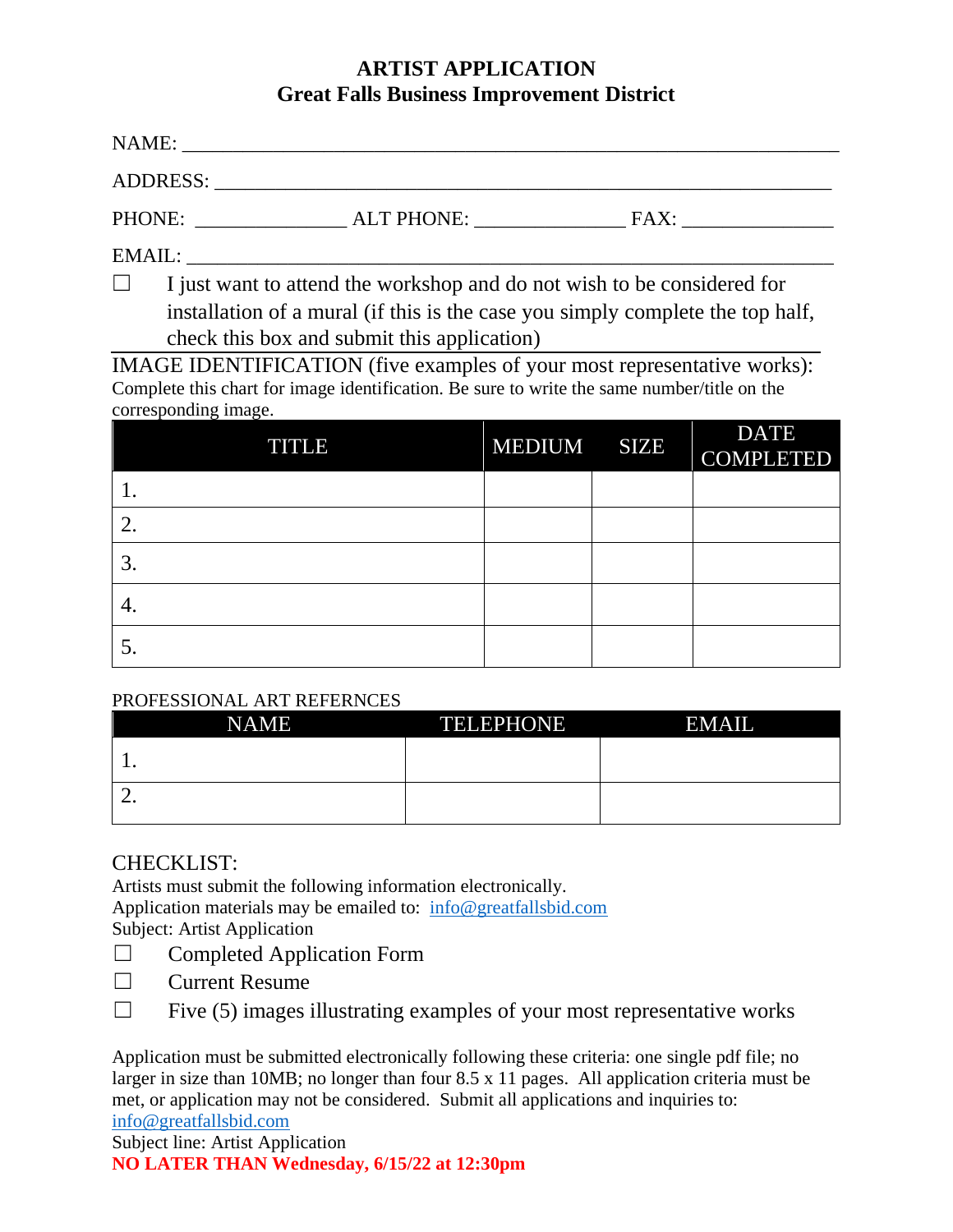# ARTIST APPLICATION
## Great Falls Business Improvement District

NAME: ___________________________________________________________

ADDRESS: ________________________________________________________

PHONE: _______________ ALT PHONE: _______________ FAX: _______________

EMAIL: __________________________________________________________

☐ I just want to attend the workshop and do not wish to be considered for installation of a mural (if this is the case you simply complete the top half, check this box and submit this application)

IMAGE IDENTIFICATION (five examples of your most representative works):
Complete this chart for image identification. Be sure to write the same number/title on the corresponding image.

| TITLE | MEDIUM | SIZE | DATE COMPLETED |
|---|---|---|---|
| 1. | | | |
| 2. | | | |
| 3. | | | |
| 4. | | | |
| 5. | | | |

PROFESSIONAL ART REFERNCES

| NAME | TELEPHONE | EMAIL |
|---|---|---|
| 1. | | |
| 2. | | |

CHECKLIST:
Artists must submit the following information electronically.
Application materials may be emailed to: info@greatfallsbid.com
Subject: Artist Application

☐ Completed Application Form
☐ Current Resume
☐ Five (5) images illustrating examples of your most representative works

Application must be submitted electronically following these criteria: one single pdf file; no larger in size than 10MB; no longer than four 8.5 x 11 pages. All application criteria must be met, or application may not be considered. Submit all applications and inquiries to: info@greatfallsbid.com
Subject line: Artist Application
**NO LATER THAN Wednesday, 6/15/22 at 12:30pm**